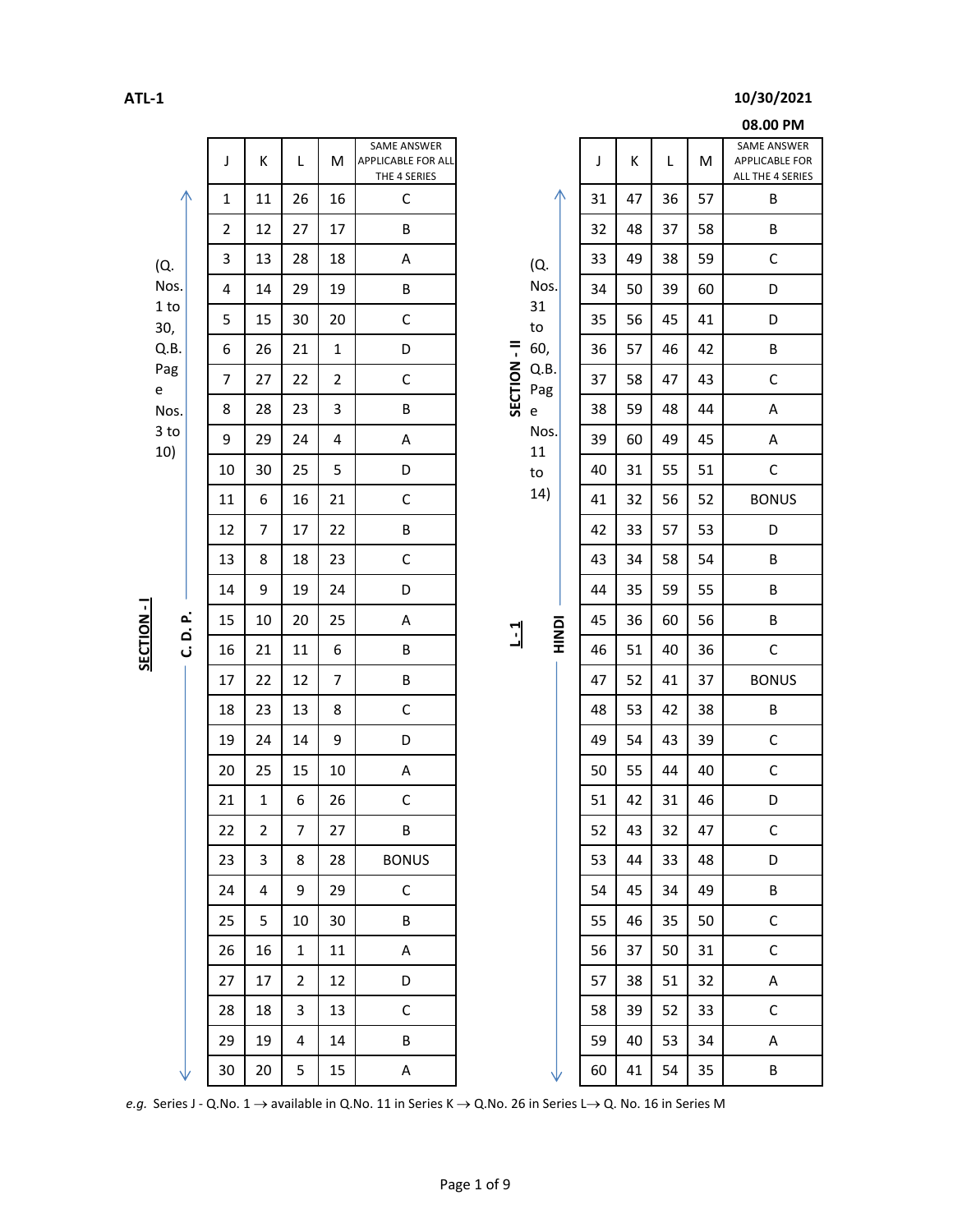ATL-1

10/30/2021

08.00 PM

## SECTION - I — C. D. P. (Q. Nos. 1 to 30, Q.B. Page Nos. 3 to 10)

| J | K | L | M | SAME ANSWER APPLICABLE FOR ALL THE 4 SERIES |
|---|---|---|---|---|
| 1 | 11 | 26 | 16 | C |
| 2 | 12 | 27 | 17 | B |
| 3 | 13 | 28 | 18 | A |
| 4 | 14 | 29 | 19 | B |
| 5 | 15 | 30 | 20 | C |
| 6 | 26 | 21 | 1 | D |
| 7 | 27 | 22 | 2 | C |
| 8 | 28 | 23 | 3 | B |
| 9 | 29 | 24 | 4 | A |
| 10 | 30 | 25 | 5 | D |
| 11 | 6 | 16 | 21 | C |
| 12 | 7 | 17 | 22 | B |
| 13 | 8 | 18 | 23 | C |
| 14 | 9 | 19 | 24 | D |
| 15 | 10 | 20 | 25 | A |
| 16 | 21 | 11 | 6 | B |
| 17 | 22 | 12 | 7 | B |
| 18 | 23 | 13 | 8 | C |
| 19 | 24 | 14 | 9 | D |
| 20 | 25 | 15 | 10 | A |
| 21 | 1 | 6 | 26 | C |
| 22 | 2 | 7 | 27 | B |
| 23 | 3 | 8 | 28 | BONUS |
| 24 | 4 | 9 | 29 | C |
| 25 | 5 | 10 | 30 | B |
| 26 | 16 | 1 | 11 | A |
| 27 | 17 | 2 | 12 | D |
| 28 | 18 | 3 | 13 | C |
| 29 | 19 | 4 | 14 | B |
| 30 | 20 | 5 | 15 | A |

## SECTION - II — L-1 HINDI (Q. Nos. 31 to 60, Q.B. Page Nos. 11 to 14)

| J | K | L | M | SAME ANSWER APPLICABLE FOR ALL THE 4 SERIES |
|---|---|---|---|---|
| 31 | 47 | 36 | 57 | B |
| 32 | 48 | 37 | 58 | B |
| 33 | 49 | 38 | 59 | C |
| 34 | 50 | 39 | 60 | D |
| 35 | 56 | 45 | 41 | D |
| 36 | 57 | 46 | 42 | B |
| 37 | 58 | 47 | 43 | C |
| 38 | 59 | 48 | 44 | A |
| 39 | 60 | 49 | 45 | A |
| 40 | 31 | 55 | 51 | C |
| 41 | 32 | 56 | 52 | BONUS |
| 42 | 33 | 57 | 53 | D |
| 43 | 34 | 58 | 54 | B |
| 44 | 35 | 59 | 55 | B |
| 45 | 36 | 60 | 56 | B |
| 46 | 51 | 40 | 36 | C |
| 47 | 52 | 41 | 37 | BONUS |
| 48 | 53 | 42 | 38 | B |
| 49 | 54 | 43 | 39 | C |
| 50 | 55 | 44 | 40 | C |
| 51 | 42 | 31 | 46 | D |
| 52 | 43 | 32 | 47 | C |
| 53 | 44 | 33 | 48 | D |
| 54 | 45 | 34 | 49 | B |
| 55 | 46 | 35 | 50 | C |
| 56 | 37 | 50 | 31 | C |
| 57 | 38 | 51 | 32 | A |
| 58 | 39 | 52 | 33 | C |
| 59 | 40 | 53 | 34 | A |
| 60 | 41 | 54 | 35 | B |

*e.g.* Series J - Q.No. 1 → available in Q.No. 11 in Series K → Q.No. 26 in Series L→ Q. No. 16 in Series M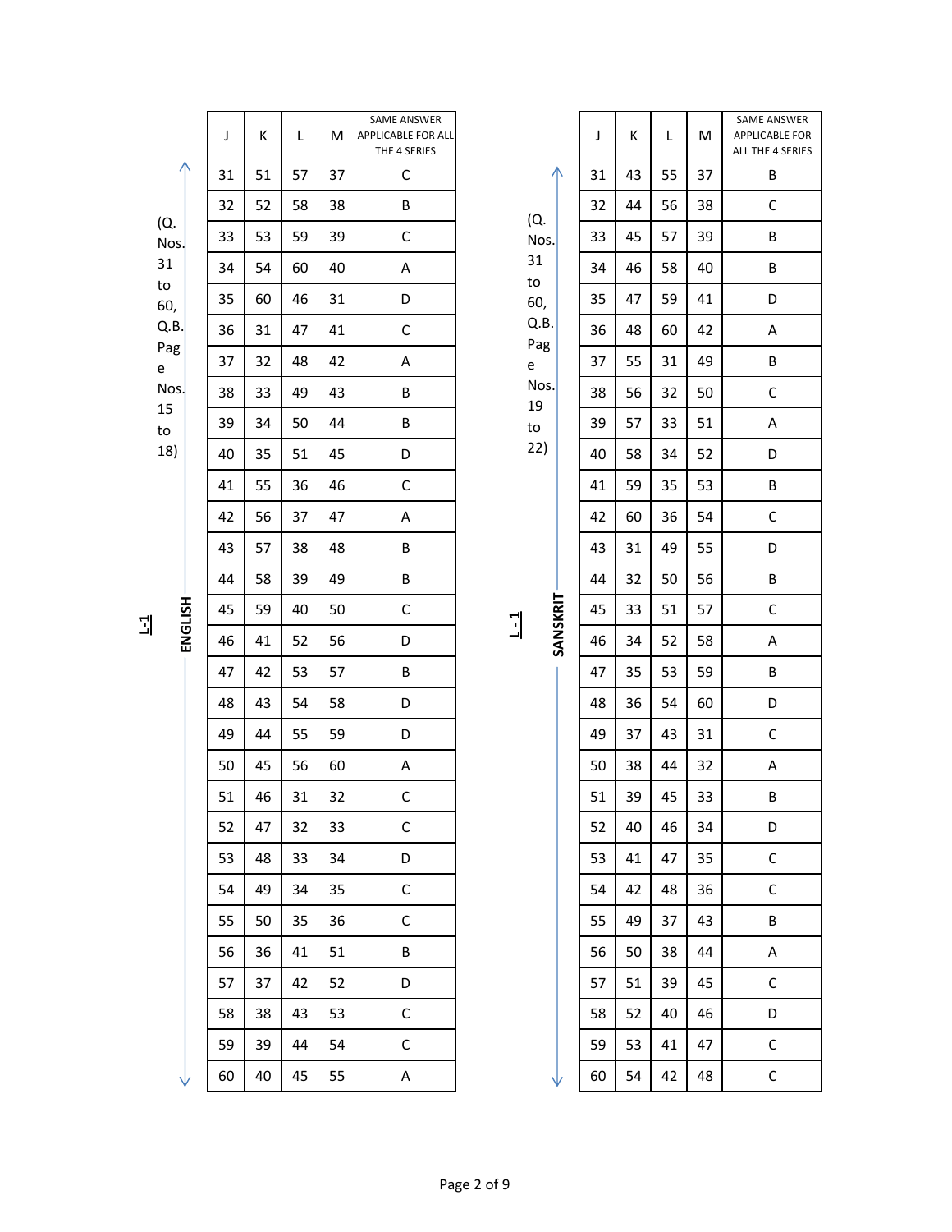**L-1 ENGLISH** (Q. Nos. 31 to 60, Q.B. Page Nos. 15 to 18)

| J | K | L | M | SAME ANSWER APPLICABLE FOR ALL THE 4 SERIES |
|---|---|---|---|---|
| 31 | 51 | 57 | 37 | C |
| 32 | 52 | 58 | 38 | B |
| 33 | 53 | 59 | 39 | C |
| 34 | 54 | 60 | 40 | A |
| 35 | 60 | 46 | 31 | D |
| 36 | 31 | 47 | 41 | C |
| 37 | 32 | 48 | 42 | A |
| 38 | 33 | 49 | 43 | B |
| 39 | 34 | 50 | 44 | B |
| 40 | 35 | 51 | 45 | D |
| 41 | 55 | 36 | 46 | C |
| 42 | 56 | 37 | 47 | A |
| 43 | 57 | 38 | 48 | B |
| 44 | 58 | 39 | 49 | B |
| 45 | 59 | 40 | 50 | C |
| 46 | 41 | 52 | 56 | D |
| 47 | 42 | 53 | 57 | B |
| 48 | 43 | 54 | 58 | D |
| 49 | 44 | 55 | 59 | D |
| 50 | 45 | 56 | 60 | A |
| 51 | 46 | 31 | 32 | C |
| 52 | 47 | 32 | 33 | C |
| 53 | 48 | 33 | 34 | D |
| 54 | 49 | 34 | 35 | C |
| 55 | 50 | 35 | 36 | C |
| 56 | 36 | 41 | 51 | B |
| 57 | 37 | 42 | 52 | D |
| 58 | 38 | 43 | 53 | C |
| 59 | 39 | 44 | 54 | C |
| 60 | 40 | 45 | 55 | A |

**L-1 SANSKRIT** (Q. Nos. 31 to 60, Q.B. Page Nos. 19 to 22)

| J | K | L | M | SAME ANSWER APPLICABLE FOR ALL THE 4 SERIES |
|---|---|---|---|---|
| 31 | 43 | 55 | 37 | B |
| 32 | 44 | 56 | 38 | C |
| 33 | 45 | 57 | 39 | B |
| 34 | 46 | 58 | 40 | B |
| 35 | 47 | 59 | 41 | D |
| 36 | 48 | 60 | 42 | A |
| 37 | 55 | 31 | 49 | B |
| 38 | 56 | 32 | 50 | C |
| 39 | 57 | 33 | 51 | A |
| 40 | 58 | 34 | 52 | D |
| 41 | 59 | 35 | 53 | B |
| 42 | 60 | 36 | 54 | C |
| 43 | 31 | 49 | 55 | D |
| 44 | 32 | 50 | 56 | B |
| 45 | 33 | 51 | 57 | C |
| 46 | 34 | 52 | 58 | A |
| 47 | 35 | 53 | 59 | B |
| 48 | 36 | 54 | 60 | D |
| 49 | 37 | 43 | 31 | C |
| 50 | 38 | 44 | 32 | A |
| 51 | 39 | 45 | 33 | B |
| 52 | 40 | 46 | 34 | D |
| 53 | 41 | 47 | 35 | C |
| 54 | 42 | 48 | 36 | C |
| 55 | 49 | 37 | 43 | B |
| 56 | 50 | 38 | 44 | A |
| 57 | 51 | 39 | 45 | C |
| 58 | 52 | 40 | 46 | D |
| 59 | 53 | 41 | 47 | C |
| 60 | 54 | 42 | 48 | C |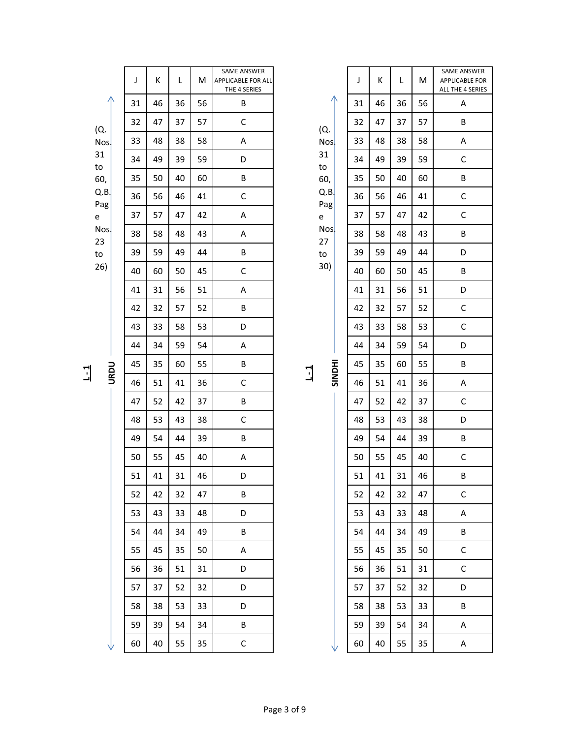## L-1 URDU (Q. Nos. 31 to 60, Q.B. Page Nos. 23 to 26)

| J | K | L | M | SAME ANSWER APPLICABLE FOR ALL THE 4 SERIES |
|---|---|---|---|---|
| 31 | 46 | 36 | 56 | B |
| 32 | 47 | 37 | 57 | C |
| 33 | 48 | 38 | 58 | A |
| 34 | 49 | 39 | 59 | D |
| 35 | 50 | 40 | 60 | B |
| 36 | 56 | 46 | 41 | C |
| 37 | 57 | 47 | 42 | A |
| 38 | 58 | 48 | 43 | A |
| 39 | 59 | 49 | 44 | B |
| 40 | 60 | 50 | 45 | C |
| 41 | 31 | 56 | 51 | A |
| 42 | 32 | 57 | 52 | B |
| 43 | 33 | 58 | 53 | D |
| 44 | 34 | 59 | 54 | A |
| 45 | 35 | 60 | 55 | B |
| 46 | 51 | 41 | 36 | C |
| 47 | 52 | 42 | 37 | B |
| 48 | 53 | 43 | 38 | C |
| 49 | 54 | 44 | 39 | B |
| 50 | 55 | 45 | 40 | A |
| 51 | 41 | 31 | 46 | D |
| 52 | 42 | 32 | 47 | B |
| 53 | 43 | 33 | 48 | D |
| 54 | 44 | 34 | 49 | B |
| 55 | 45 | 35 | 50 | A |
| 56 | 36 | 51 | 31 | D |
| 57 | 37 | 52 | 32 | D |
| 58 | 38 | 53 | 33 | D |
| 59 | 39 | 54 | 34 | B |
| 60 | 40 | 55 | 35 | C |

## L-1 SINDHI (Q. Nos. 31 to 60, Q.B. Page Nos. 27 to 30)

| J | K | L | M | SAME ANSWER APPLICABLE FOR ALL THE 4 SERIES |
|---|---|---|---|---|
| 31 | 46 | 36 | 56 | A |
| 32 | 47 | 37 | 57 | B |
| 33 | 48 | 38 | 58 | A |
| 34 | 49 | 39 | 59 | C |
| 35 | 50 | 40 | 60 | B |
| 36 | 56 | 46 | 41 | C |
| 37 | 57 | 47 | 42 | C |
| 38 | 58 | 48 | 43 | B |
| 39 | 59 | 49 | 44 | D |
| 40 | 60 | 50 | 45 | B |
| 41 | 31 | 56 | 51 | D |
| 42 | 32 | 57 | 52 | C |
| 43 | 33 | 58 | 53 | C |
| 44 | 34 | 59 | 54 | D |
| 45 | 35 | 60 | 55 | B |
| 46 | 51 | 41 | 36 | A |
| 47 | 52 | 42 | 37 | C |
| 48 | 53 | 43 | 38 | D |
| 49 | 54 | 44 | 39 | B |
| 50 | 55 | 45 | 40 | C |
| 51 | 41 | 31 | 46 | B |
| 52 | 42 | 32 | 47 | C |
| 53 | 43 | 33 | 48 | A |
| 54 | 44 | 34 | 49 | B |
| 55 | 45 | 35 | 50 | C |
| 56 | 36 | 51 | 31 | C |
| 57 | 37 | 52 | 32 | D |
| 58 | 38 | 53 | 33 | B |
| 59 | 39 | 54 | 34 | A |
| 60 | 40 | 55 | 35 | A |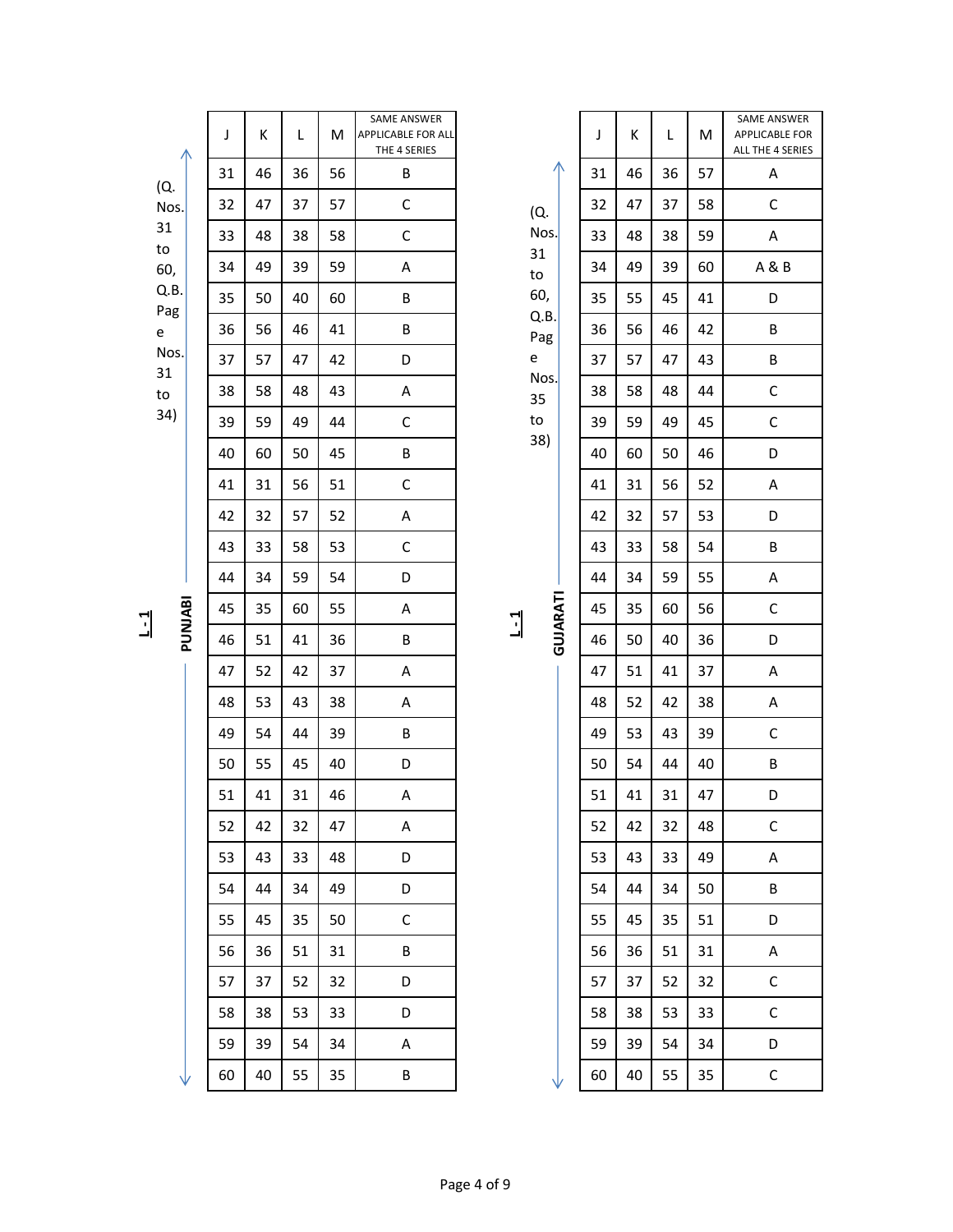## L-1 PUNJABI

(Q. Nos. 31 to 60, Q.B. Page Nos. 31 to 34)

| J | K | L | M | SAME ANSWER APPLICABLE FOR ALL THE 4 SERIES |
|---|---|---|---|---|
| 31 | 46 | 36 | 56 | B |
| 32 | 47 | 37 | 57 | C |
| 33 | 48 | 38 | 58 | C |
| 34 | 49 | 39 | 59 | A |
| 35 | 50 | 40 | 60 | B |
| 36 | 56 | 46 | 41 | B |
| 37 | 57 | 47 | 42 | D |
| 38 | 58 | 48 | 43 | A |
| 39 | 59 | 49 | 44 | C |
| 40 | 60 | 50 | 45 | B |
| 41 | 31 | 56 | 51 | C |
| 42 | 32 | 57 | 52 | A |
| 43 | 33 | 58 | 53 | C |
| 44 | 34 | 59 | 54 | D |
| 45 | 35 | 60 | 55 | A |
| 46 | 51 | 41 | 36 | B |
| 47 | 52 | 42 | 37 | A |
| 48 | 53 | 43 | 38 | A |
| 49 | 54 | 44 | 39 | B |
| 50 | 55 | 45 | 40 | D |
| 51 | 41 | 31 | 46 | A |
| 52 | 42 | 32 | 47 | A |
| 53 | 43 | 33 | 48 | D |
| 54 | 44 | 34 | 49 | D |
| 55 | 45 | 35 | 50 | C |
| 56 | 36 | 51 | 31 | B |
| 57 | 37 | 52 | 32 | D |
| 58 | 38 | 53 | 33 | D |
| 59 | 39 | 54 | 34 | A |
| 60 | 40 | 55 | 35 | B |

## L-1 GUJARATI

(Q. Nos. 31 to 60, Q.B. Page Nos. 35 to 38)

| J | K | L | M | SAME ANSWER APPLICABLE FOR ALL THE 4 SERIES |
|---|---|---|---|---|
| 31 | 46 | 36 | 57 | A |
| 32 | 47 | 37 | 58 | C |
| 33 | 48 | 38 | 59 | A |
| 34 | 49 | 39 | 60 | A & B |
| 35 | 55 | 45 | 41 | D |
| 36 | 56 | 46 | 42 | B |
| 37 | 57 | 47 | 43 | B |
| 38 | 58 | 48 | 44 | C |
| 39 | 59 | 49 | 45 | C |
| 40 | 60 | 50 | 46 | D |
| 41 | 31 | 56 | 52 | A |
| 42 | 32 | 57 | 53 | D |
| 43 | 33 | 58 | 54 | B |
| 44 | 34 | 59 | 55 | A |
| 45 | 35 | 60 | 56 | C |
| 46 | 50 | 40 | 36 | D |
| 47 | 51 | 41 | 37 | A |
| 48 | 52 | 42 | 38 | A |
| 49 | 53 | 43 | 39 | C |
| 50 | 54 | 44 | 40 | B |
| 51 | 41 | 31 | 47 | D |
| 52 | 42 | 32 | 48 | C |
| 53 | 43 | 33 | 49 | A |
| 54 | 44 | 34 | 50 | B |
| 55 | 45 | 35 | 51 | D |
| 56 | 36 | 51 | 31 | A |
| 57 | 37 | 52 | 32 | C |
| 58 | 38 | 53 | 33 | C |
| 59 | 39 | 54 | 34 | D |
| 60 | 40 | 55 | 35 | C |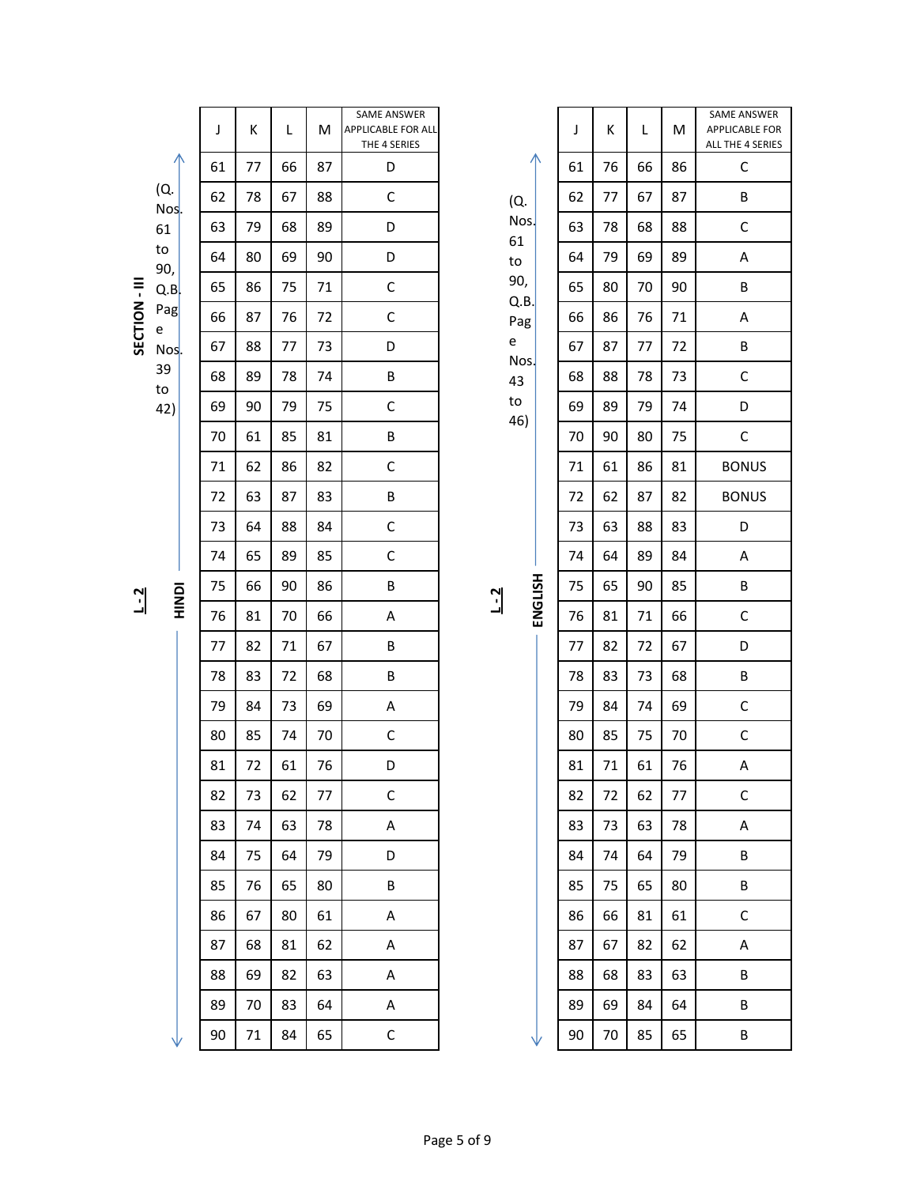## SECTION - III

### L - 2 HINDI (Q. Nos. 61 to 90, Q.B. Page Nos. 39 to 42)

| J | K | L | M | SAME ANSWER APPLICABLE FOR ALL THE 4 SERIES |
|---|---|---|---|---|
| 61 | 77 | 66 | 87 | D |
| 62 | 78 | 67 | 88 | C |
| 63 | 79 | 68 | 89 | D |
| 64 | 80 | 69 | 90 | D |
| 65 | 86 | 75 | 71 | C |
| 66 | 87 | 76 | 72 | C |
| 67 | 88 | 77 | 73 | D |
| 68 | 89 | 78 | 74 | B |
| 69 | 90 | 79 | 75 | C |
| 70 | 61 | 85 | 81 | B |
| 71 | 62 | 86 | 82 | C |
| 72 | 63 | 87 | 83 | B |
| 73 | 64 | 88 | 84 | C |
| 74 | 65 | 89 | 85 | C |
| 75 | 66 | 90 | 86 | B |
| 76 | 81 | 70 | 66 | A |
| 77 | 82 | 71 | 67 | B |
| 78 | 83 | 72 | 68 | B |
| 79 | 84 | 73 | 69 | A |
| 80 | 85 | 74 | 70 | C |
| 81 | 72 | 61 | 76 | D |
| 82 | 73 | 62 | 77 | C |
| 83 | 74 | 63 | 78 | A |
| 84 | 75 | 64 | 79 | D |
| 85 | 76 | 65 | 80 | B |
| 86 | 67 | 80 | 61 | A |
| 87 | 68 | 81 | 62 | A |
| 88 | 69 | 82 | 63 | A |
| 89 | 70 | 83 | 64 | A |
| 90 | 71 | 84 | 65 | C |

### L - 2 ENGLISH (Q. Nos. 61 to 90, Q.B. Page Nos. 43 to 46)

| J | K | L | M | SAME ANSWER APPLICABLE FOR ALL THE 4 SERIES |
|---|---|---|---|---|
| 61 | 76 | 66 | 86 | C |
| 62 | 77 | 67 | 87 | B |
| 63 | 78 | 68 | 88 | C |
| 64 | 79 | 69 | 89 | A |
| 65 | 80 | 70 | 90 | B |
| 66 | 86 | 76 | 71 | A |
| 67 | 87 | 77 | 72 | B |
| 68 | 88 | 78 | 73 | C |
| 69 | 89 | 79 | 74 | D |
| 70 | 90 | 80 | 75 | C |
| 71 | 61 | 86 | 81 | BONUS |
| 72 | 62 | 87 | 82 | BONUS |
| 73 | 63 | 88 | 83 | D |
| 74 | 64 | 89 | 84 | A |
| 75 | 65 | 90 | 85 | B |
| 76 | 81 | 71 | 66 | C |
| 77 | 82 | 72 | 67 | D |
| 78 | 83 | 73 | 68 | B |
| 79 | 84 | 74 | 69 | C |
| 80 | 85 | 75 | 70 | C |
| 81 | 71 | 61 | 76 | A |
| 82 | 72 | 62 | 77 | C |
| 83 | 73 | 63 | 78 | A |
| 84 | 74 | 64 | 79 | B |
| 85 | 75 | 65 | 80 | B |
| 86 | 66 | 81 | 61 | C |
| 87 | 67 | 82 | 62 | A |
| 88 | 68 | 83 | 63 | B |
| 89 | 69 | 84 | 64 | B |
| 90 | 70 | 85 | 65 | B |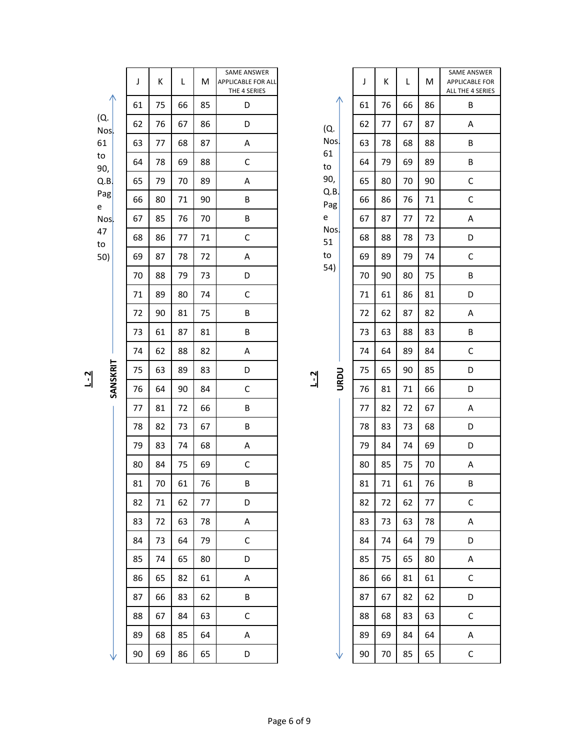## L-2 SANSKRIT (Q. Nos. 61 to 90, Q.B. Page Nos. 47 to 50)

| J | K | L | M | SAME ANSWER APPLICABLE FOR ALL THE 4 SERIES |
|---|---|---|---|---|
| 61 | 75 | 66 | 85 | D |
| 62 | 76 | 67 | 86 | D |
| 63 | 77 | 68 | 87 | A |
| 64 | 78 | 69 | 88 | C |
| 65 | 79 | 70 | 89 | A |
| 66 | 80 | 71 | 90 | B |
| 67 | 85 | 76 | 70 | B |
| 68 | 86 | 77 | 71 | C |
| 69 | 87 | 78 | 72 | A |
| 70 | 88 | 79 | 73 | D |
| 71 | 89 | 80 | 74 | C |
| 72 | 90 | 81 | 75 | B |
| 73 | 61 | 87 | 81 | B |
| 74 | 62 | 88 | 82 | A |
| 75 | 63 | 89 | 83 | D |
| 76 | 64 | 90 | 84 | C |
| 77 | 81 | 72 | 66 | B |
| 78 | 82 | 73 | 67 | B |
| 79 | 83 | 74 | 68 | A |
| 80 | 84 | 75 | 69 | C |
| 81 | 70 | 61 | 76 | B |
| 82 | 71 | 62 | 77 | D |
| 83 | 72 | 63 | 78 | A |
| 84 | 73 | 64 | 79 | C |
| 85 | 74 | 65 | 80 | D |
| 86 | 65 | 82 | 61 | A |
| 87 | 66 | 83 | 62 | B |
| 88 | 67 | 84 | 63 | C |
| 89 | 68 | 85 | 64 | A |
| 90 | 69 | 86 | 65 | D |

## L-2 URDU (Q. Nos. 61 to 90, Q.B. Page Nos. 51 to 54)

| J | K | L | M | SAME ANSWER APPLICABLE FOR ALL THE 4 SERIES |
|---|---|---|---|---|
| 61 | 76 | 66 | 86 | B |
| 62 | 77 | 67 | 87 | A |
| 63 | 78 | 68 | 88 | B |
| 64 | 79 | 69 | 89 | B |
| 65 | 80 | 70 | 90 | C |
| 66 | 86 | 76 | 71 | C |
| 67 | 87 | 77 | 72 | A |
| 68 | 88 | 78 | 73 | D |
| 69 | 89 | 79 | 74 | C |
| 70 | 90 | 80 | 75 | B |
| 71 | 61 | 86 | 81 | D |
| 72 | 62 | 87 | 82 | A |
| 73 | 63 | 88 | 83 | B |
| 74 | 64 | 89 | 84 | C |
| 75 | 65 | 90 | 85 | D |
| 76 | 81 | 71 | 66 | D |
| 77 | 82 | 72 | 67 | A |
| 78 | 83 | 73 | 68 | D |
| 79 | 84 | 74 | 69 | D |
| 80 | 85 | 75 | 70 | A |
| 81 | 71 | 61 | 76 | B |
| 82 | 72 | 62 | 77 | C |
| 83 | 73 | 63 | 78 | A |
| 84 | 74 | 64 | 79 | D |
| 85 | 75 | 65 | 80 | A |
| 86 | 66 | 81 | 61 | C |
| 87 | 67 | 82 | 62 | D |
| 88 | 68 | 83 | 63 | C |
| 89 | 69 | 84 | 64 | A |
| 90 | 70 | 85 | 65 | C |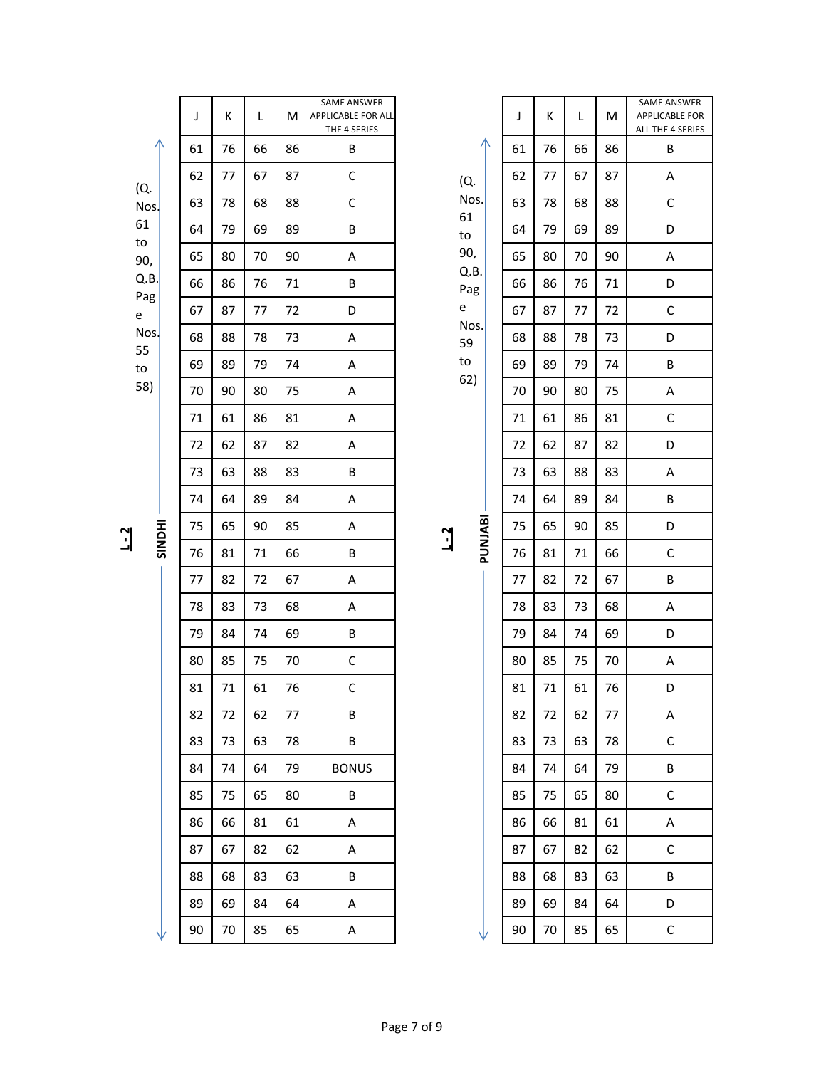## L - 2 SINDHI (Q. Nos. 61 to 90, Q.B. Page Nos. 55 to 58)

| J | K | L | M | SAME ANSWER APPLICABLE FOR ALL THE 4 SERIES |
|---|---|---|---|---|
| 61 | 76 | 66 | 86 | B |
| 62 | 77 | 67 | 87 | C |
| 63 | 78 | 68 | 88 | C |
| 64 | 79 | 69 | 89 | B |
| 65 | 80 | 70 | 90 | A |
| 66 | 86 | 76 | 71 | B |
| 67 | 87 | 77 | 72 | D |
| 68 | 88 | 78 | 73 | A |
| 69 | 89 | 79 | 74 | A |
| 70 | 90 | 80 | 75 | A |
| 71 | 61 | 86 | 81 | A |
| 72 | 62 | 87 | 82 | A |
| 73 | 63 | 88 | 83 | B |
| 74 | 64 | 89 | 84 | A |
| 75 | 65 | 90 | 85 | A |
| 76 | 81 | 71 | 66 | B |
| 77 | 82 | 72 | 67 | A |
| 78 | 83 | 73 | 68 | A |
| 79 | 84 | 74 | 69 | B |
| 80 | 85 | 75 | 70 | C |
| 81 | 71 | 61 | 76 | C |
| 82 | 72 | 62 | 77 | B |
| 83 | 73 | 63 | 78 | B |
| 84 | 74 | 64 | 79 | BONUS |
| 85 | 75 | 65 | 80 | B |
| 86 | 66 | 81 | 61 | A |
| 87 | 67 | 82 | 62 | A |
| 88 | 68 | 83 | 63 | B |
| 89 | 69 | 84 | 64 | A |
| 90 | 70 | 85 | 65 | A |

## L - 2 PUNJABI (Q. Nos. 61 to 90, Q.B. Page Nos. 59 to 62)

| J | K | L | M | SAME ANSWER APPLICABLE FOR ALL THE 4 SERIES |
|---|---|---|---|---|
| 61 | 76 | 66 | 86 | B |
| 62 | 77 | 67 | 87 | A |
| 63 | 78 | 68 | 88 | C |
| 64 | 79 | 69 | 89 | D |
| 65 | 80 | 70 | 90 | A |
| 66 | 86 | 76 | 71 | D |
| 67 | 87 | 77 | 72 | C |
| 68 | 88 | 78 | 73 | D |
| 69 | 89 | 79 | 74 | B |
| 70 | 90 | 80 | 75 | A |
| 71 | 61 | 86 | 81 | C |
| 72 | 62 | 87 | 82 | D |
| 73 | 63 | 88 | 83 | A |
| 74 | 64 | 89 | 84 | B |
| 75 | 65 | 90 | 85 | D |
| 76 | 81 | 71 | 66 | C |
| 77 | 82 | 72 | 67 | B |
| 78 | 83 | 73 | 68 | A |
| 79 | 84 | 74 | 69 | D |
| 80 | 85 | 75 | 70 | A |
| 81 | 71 | 61 | 76 | D |
| 82 | 72 | 62 | 77 | A |
| 83 | 73 | 63 | 78 | C |
| 84 | 74 | 64 | 79 | B |
| 85 | 75 | 65 | 80 | C |
| 86 | 66 | 81 | 61 | A |
| 87 | 67 | 82 | 62 | C |
| 88 | 68 | 83 | 63 | B |
| 89 | 69 | 84 | 64 | D |
| 90 | 70 | 85 | 65 | C |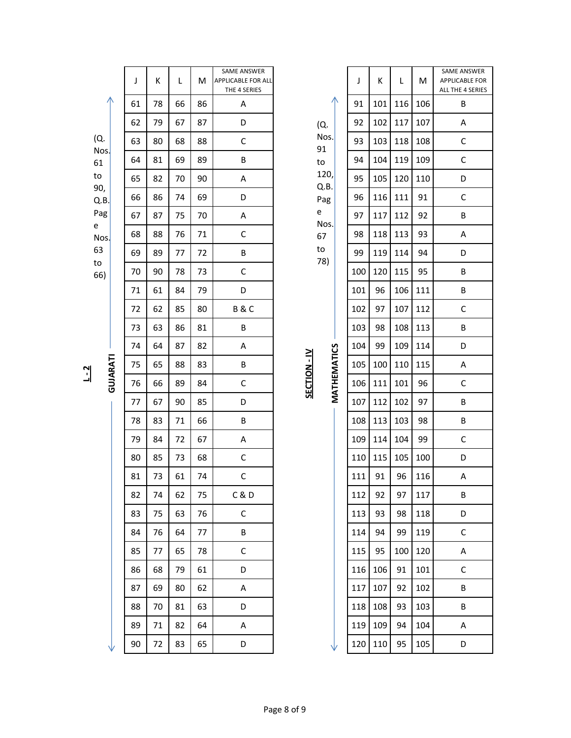## L - 2 GUJARATI

(Q. Nos. 61 to 90, Q.B. Page Nos. 63 to 66)

| J | K | L | M | SAME ANSWER APPLICABLE FOR ALL THE 4 SERIES |
|---|---|---|---|---|
| 61 | 78 | 66 | 86 | A |
| 62 | 79 | 67 | 87 | D |
| 63 | 80 | 68 | 88 | C |
| 64 | 81 | 69 | 89 | B |
| 65 | 82 | 70 | 90 | A |
| 66 | 86 | 74 | 69 | D |
| 67 | 87 | 75 | 70 | A |
| 68 | 88 | 76 | 71 | C |
| 69 | 89 | 77 | 72 | B |
| 70 | 90 | 78 | 73 | C |
| 71 | 61 | 84 | 79 | D |
| 72 | 62 | 85 | 80 | B & C |
| 73 | 63 | 86 | 81 | B |
| 74 | 64 | 87 | 82 | A |
| 75 | 65 | 88 | 83 | B |
| 76 | 66 | 89 | 84 | C |
| 77 | 67 | 90 | 85 | D |
| 78 | 83 | 71 | 66 | B |
| 79 | 84 | 72 | 67 | A |
| 80 | 85 | 73 | 68 | C |
| 81 | 73 | 61 | 74 | C |
| 82 | 74 | 62 | 75 | C & D |
| 83 | 75 | 63 | 76 | C |
| 84 | 76 | 64 | 77 | B |
| 85 | 77 | 65 | 78 | C |
| 86 | 68 | 79 | 61 | D |
| 87 | 69 | 80 | 62 | A |
| 88 | 70 | 81 | 63 | D |
| 89 | 71 | 82 | 64 | A |
| 90 | 72 | 83 | 65 | D |

## SECTION - IV MATHEMATICS

(Q. Nos. 91 to 120, Q.B. Page Nos. 67 to 78)

| J | K | L | M | SAME ANSWER APPLICABLE FOR ALL THE 4 SERIES |
|---|---|---|---|---|
| 91 | 101 | 116 | 106 | B |
| 92 | 102 | 117 | 107 | A |
| 93 | 103 | 118 | 108 | C |
| 94 | 104 | 119 | 109 | C |
| 95 | 105 | 120 | 110 | D |
| 96 | 116 | 111 | 91 | C |
| 97 | 117 | 112 | 92 | B |
| 98 | 118 | 113 | 93 | A |
| 99 | 119 | 114 | 94 | D |
| 100 | 120 | 115 | 95 | B |
| 101 | 96 | 106 | 111 | B |
| 102 | 97 | 107 | 112 | C |
| 103 | 98 | 108 | 113 | B |
| 104 | 99 | 109 | 114 | D |
| 105 | 100 | 110 | 115 | A |
| 106 | 111 | 101 | 96 | C |
| 107 | 112 | 102 | 97 | B |
| 108 | 113 | 103 | 98 | B |
| 109 | 114 | 104 | 99 | C |
| 110 | 115 | 105 | 100 | D |
| 111 | 91 | 96 | 116 | A |
| 112 | 92 | 97 | 117 | B |
| 113 | 93 | 98 | 118 | D |
| 114 | 94 | 99 | 119 | C |
| 115 | 95 | 100 | 120 | A |
| 116 | 106 | 91 | 101 | C |
| 117 | 107 | 92 | 102 | B |
| 118 | 108 | 93 | 103 | B |
| 119 | 109 | 94 | 104 | A |
| 120 | 110 | 95 | 105 | D |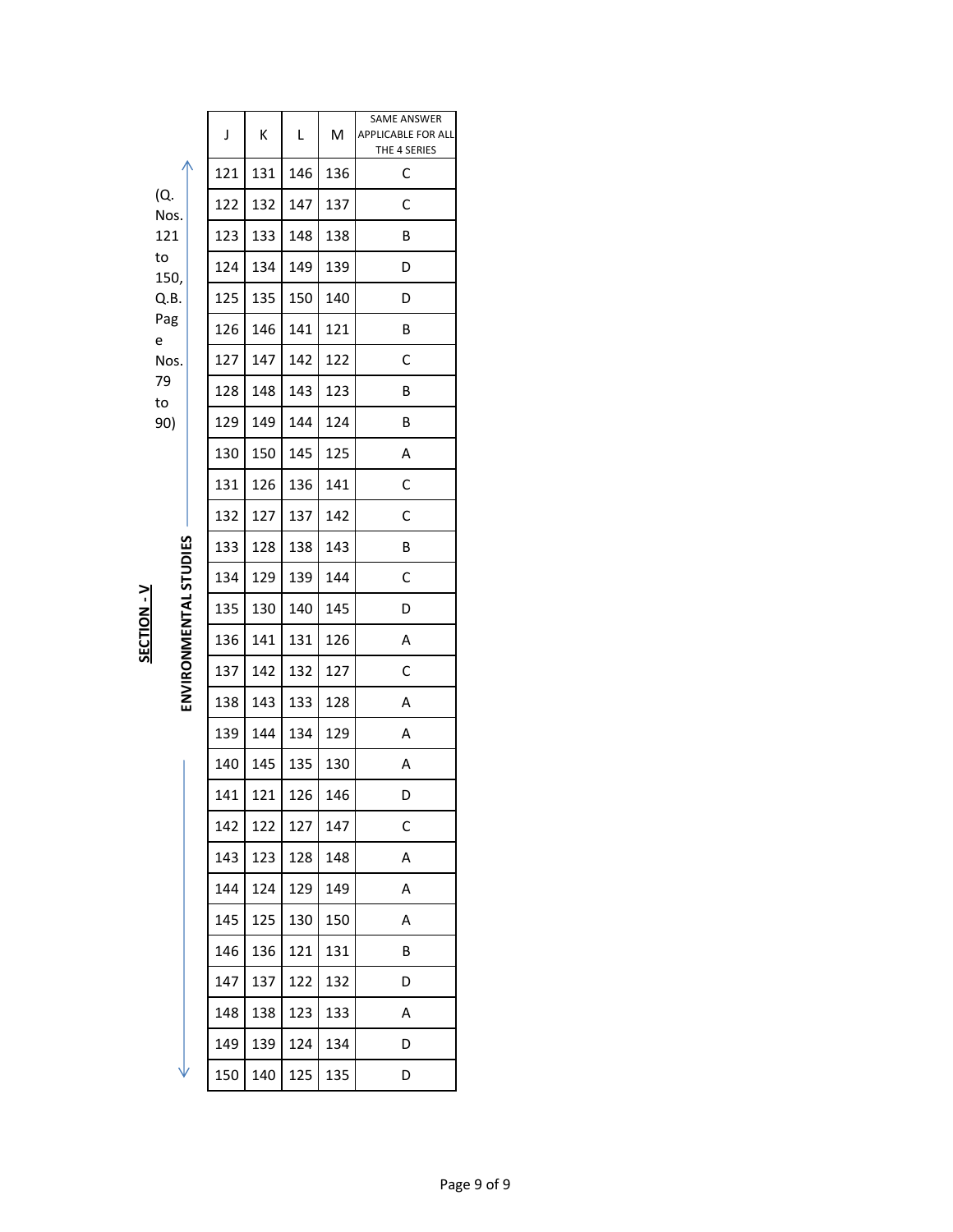**SECTION - V**

**ENVIRONMENTAL STUDIES**

(Q. Nos. 121 to 150, Q.B. Page Nos. 79 to 90)

| J | K | L | M | SAME ANSWER APPLICABLE FOR ALL THE 4 SERIES |
|---|---|---|---|---|
| 121 | 131 | 146 | 136 | C |
| 122 | 132 | 147 | 137 | C |
| 123 | 133 | 148 | 138 | B |
| 124 | 134 | 149 | 139 | D |
| 125 | 135 | 150 | 140 | D |
| 126 | 146 | 141 | 121 | B |
| 127 | 147 | 142 | 122 | C |
| 128 | 148 | 143 | 123 | B |
| 129 | 149 | 144 | 124 | B |
| 130 | 150 | 145 | 125 | A |
| 131 | 126 | 136 | 141 | C |
| 132 | 127 | 137 | 142 | C |
| 133 | 128 | 138 | 143 | B |
| 134 | 129 | 139 | 144 | C |
| 135 | 130 | 140 | 145 | D |
| 136 | 141 | 131 | 126 | A |
| 137 | 142 | 132 | 127 | C |
| 138 | 143 | 133 | 128 | A |
| 139 | 144 | 134 | 129 | A |
| 140 | 145 | 135 | 130 | A |
| 141 | 121 | 126 | 146 | D |
| 142 | 122 | 127 | 147 | C |
| 143 | 123 | 128 | 148 | A |
| 144 | 124 | 129 | 149 | A |
| 145 | 125 | 130 | 150 | A |
| 146 | 136 | 121 | 131 | B |
| 147 | 137 | 122 | 132 | D |
| 148 | 138 | 123 | 133 | A |
| 149 | 139 | 124 | 134 | D |
| 150 | 140 | 125 | 135 | D |